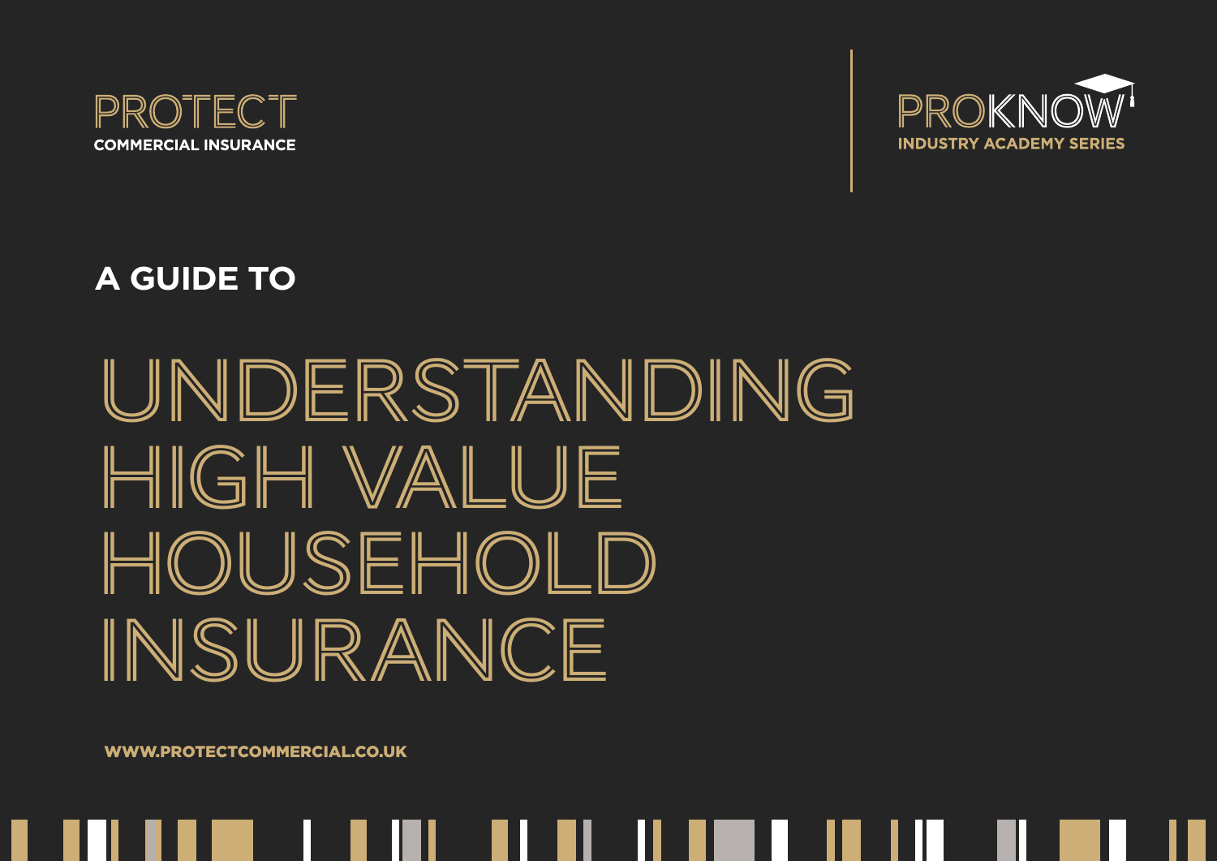PROTECT
COMMERCIAL INSURANCE

PROKNOW
INDUSTRY ACADEMY SERIES

## A GUIDE TO

# UNDERSTANDING HIGH VALUE HOUSEHOLD INSURANCE

WWW.PROTECTCOMMERCIAL.CO.UK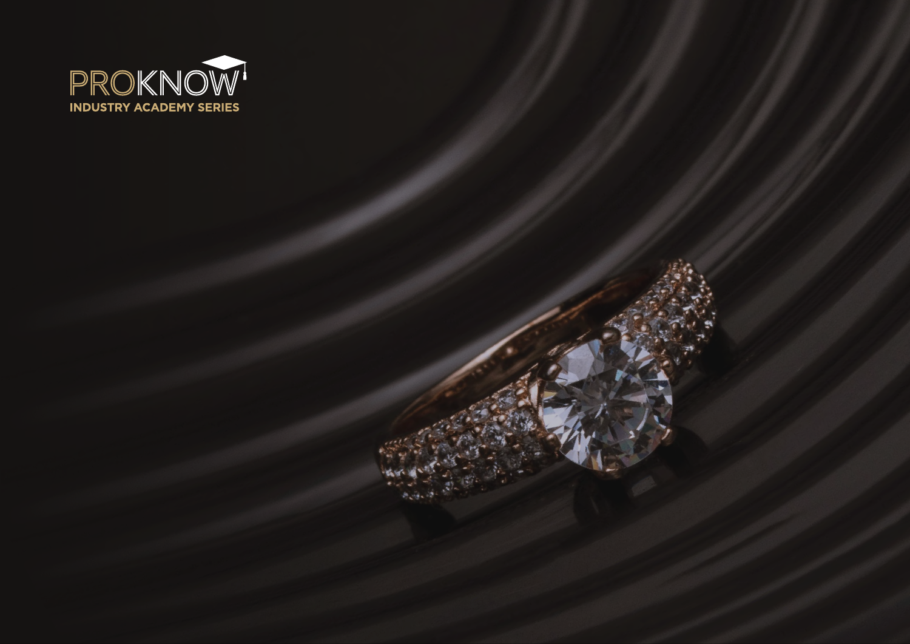PROKNOW

INDUSTRY ACADEMY SERIES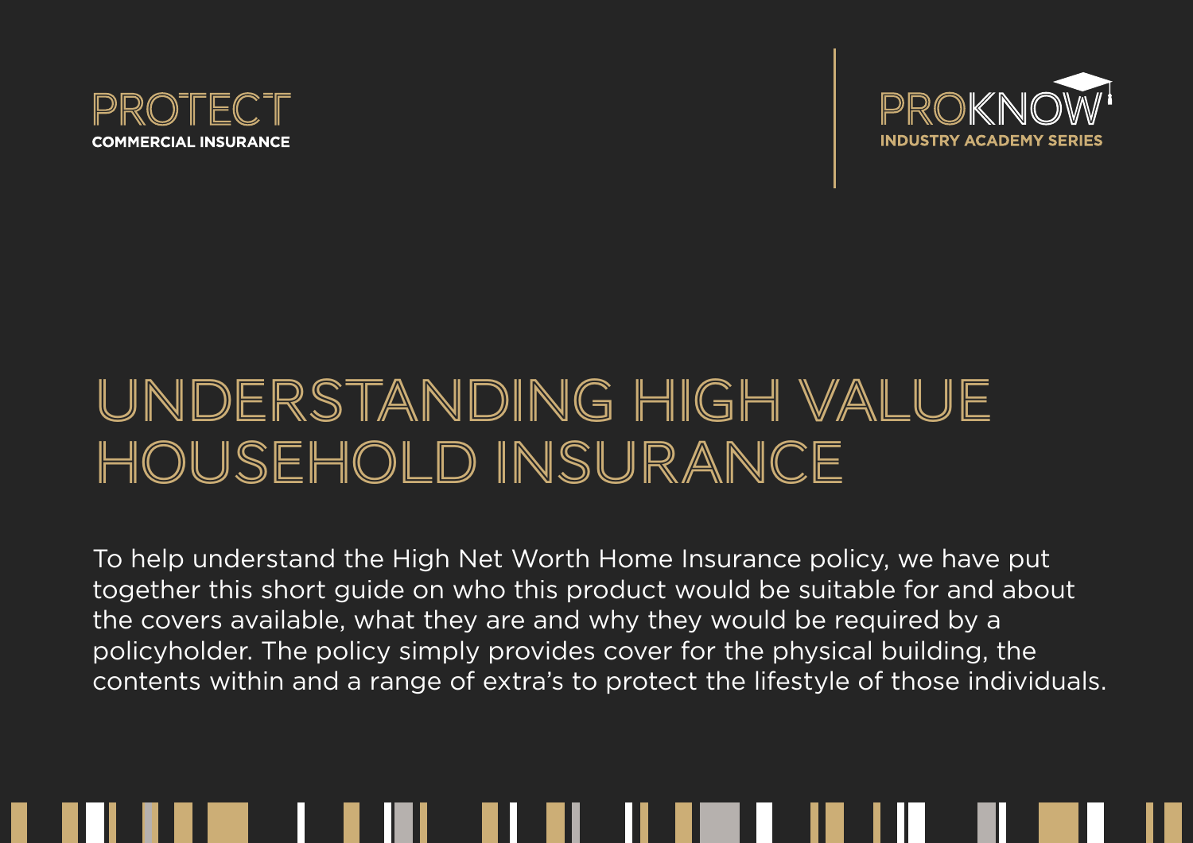PROTECT
COMMERCIAL INSURANCE

PROKNOW
INDUSTRY ACADEMY SERIES

# UNDERSTANDING HIGH VALUE HOUSEHOLD INSURANCE

To help understand the High Net Worth Home Insurance policy, we have put together this short guide on who this product would be suitable for and about the covers available, what they are and why they would be required by a policyholder. The policy simply provides cover for the physical building, the contents within and a range of extra's to protect the lifestyle of those individuals.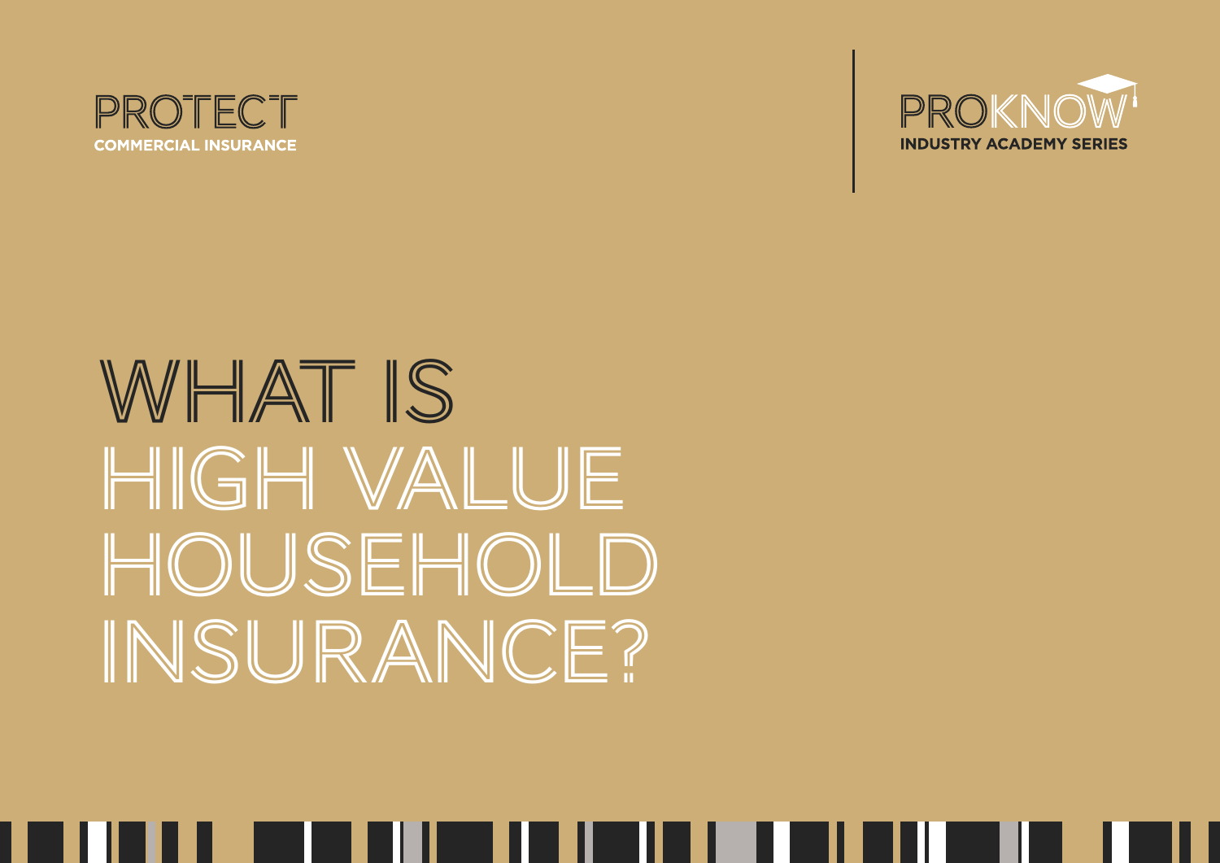PROTECT
COMMERCIAL INSURANCE

PROKNOW
INDUSTRY ACADEMY SERIES

# WHAT IS HIGH VALUE HOUSEHOLD INSURANCE?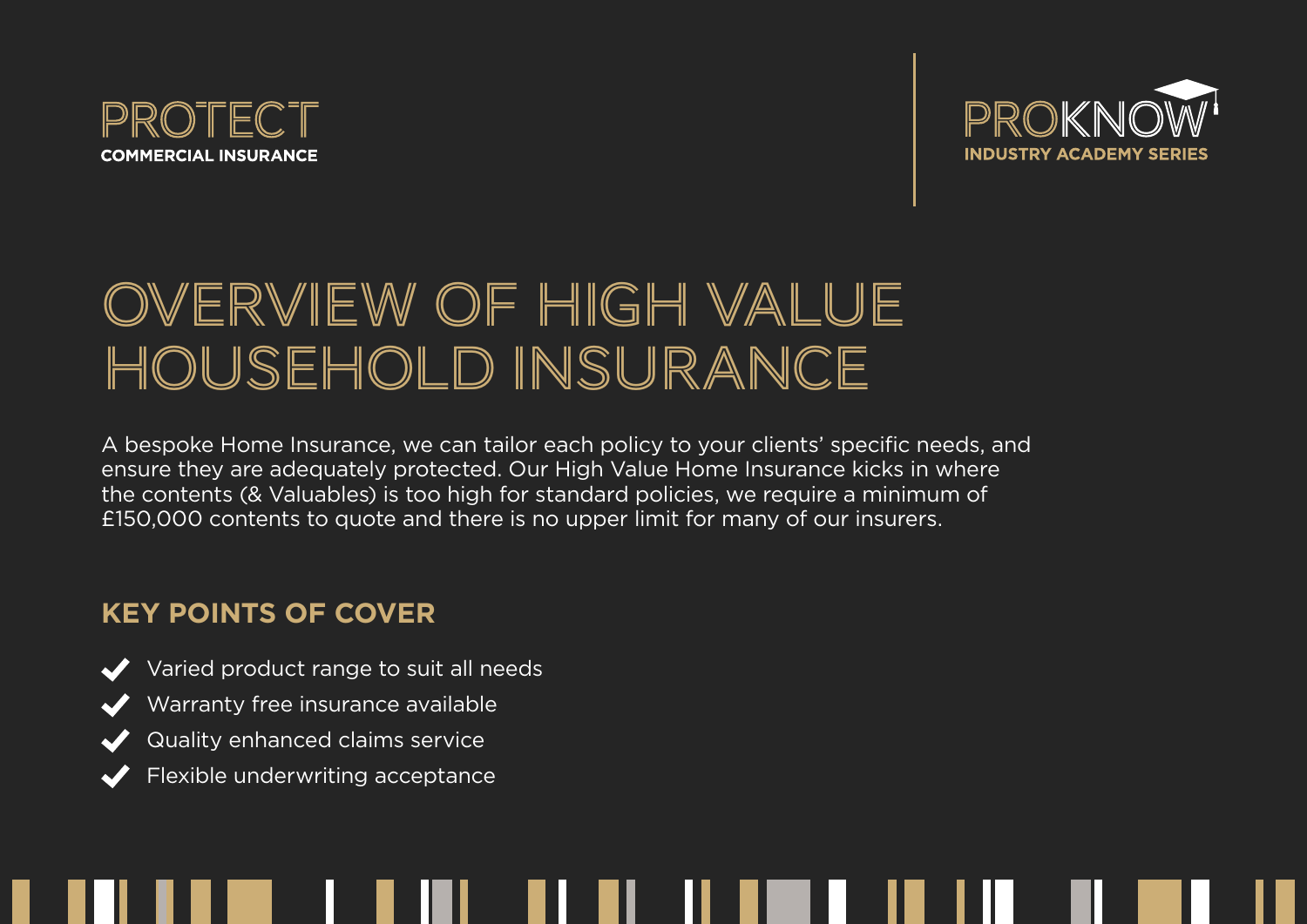PROTECT
COMMERCIAL INSURANCE

PROKNOW
INDUSTRY ACADEMY SERIES

# OVERVIEW OF HIGH VALUE HOUSEHOLD INSURANCE

A bespoke Home Insurance, we can tailor each policy to your clients' specific needs, and ensure they are adequately protected. Our High Value Home Insurance kicks in where the contents (& Valuables) is too high for standard policies, we require a minimum of £150,000 contents to quote and there is no upper limit for many of our insurers.

## KEY POINTS OF COVER

- Varied product range to suit all needs
- Warranty free insurance available
- Quality enhanced claims service
- Flexible underwriting acceptance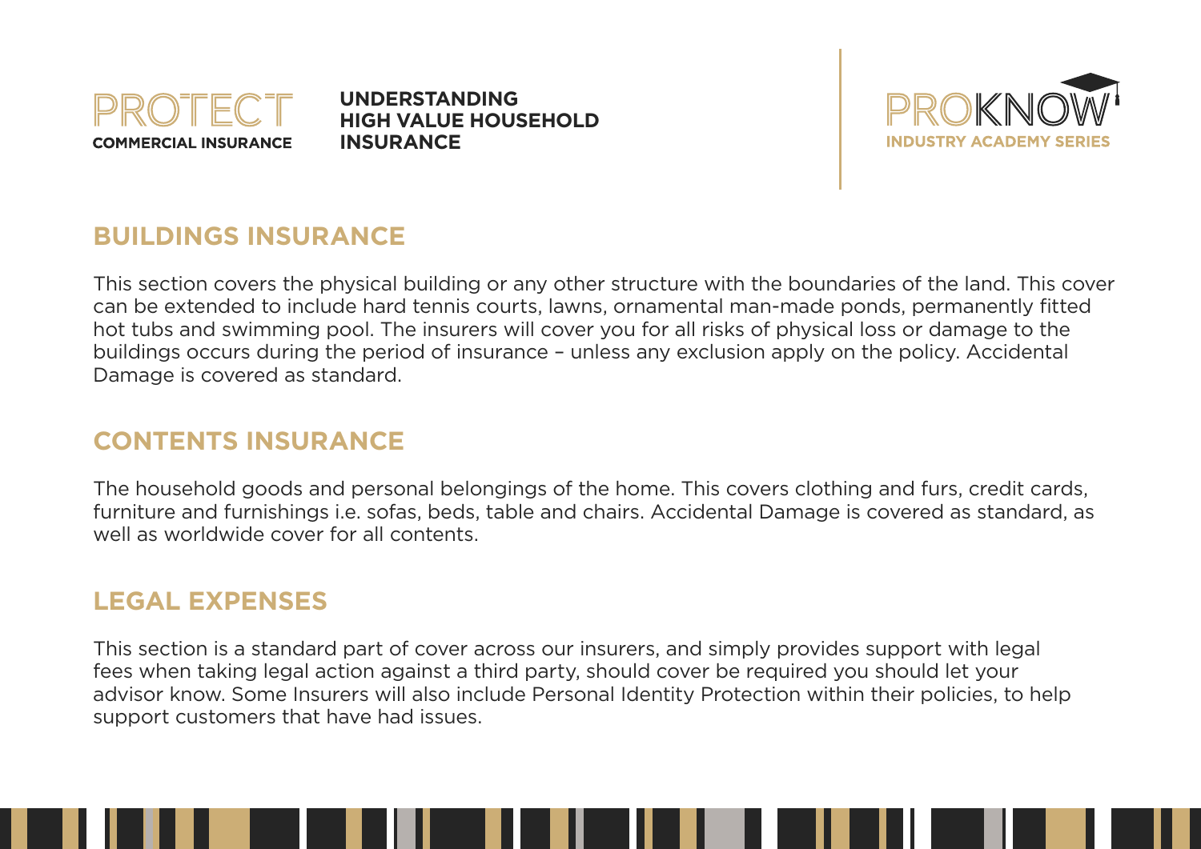## BUILDINGS INSURANCE

This section covers the physical building or any other structure with the boundaries of the land. This cover can be extended to include hard tennis courts, lawns, ornamental man-made ponds, permanently fitted hot tubs and swimming pool. The insurers will cover you for all risks of physical loss or damage to the buildings occurs during the period of insurance – unless any exclusion apply on the policy. Accidental Damage is covered as standard.

## CONTENTS INSURANCE

The household goods and personal belongings of the home. This covers clothing and furs, credit cards, furniture and furnishings i.e. sofas, beds, table and chairs. Accidental Damage is covered as standard, as well as worldwide cover for all contents.

## LEGAL EXPENSES

This section is a standard part of cover across our insurers, and simply provides support with legal fees when taking legal action against a third party, should cover be required you should let your advisor know. Some Insurers will also include Personal Identity Protection within their policies, to help support customers that have had issues.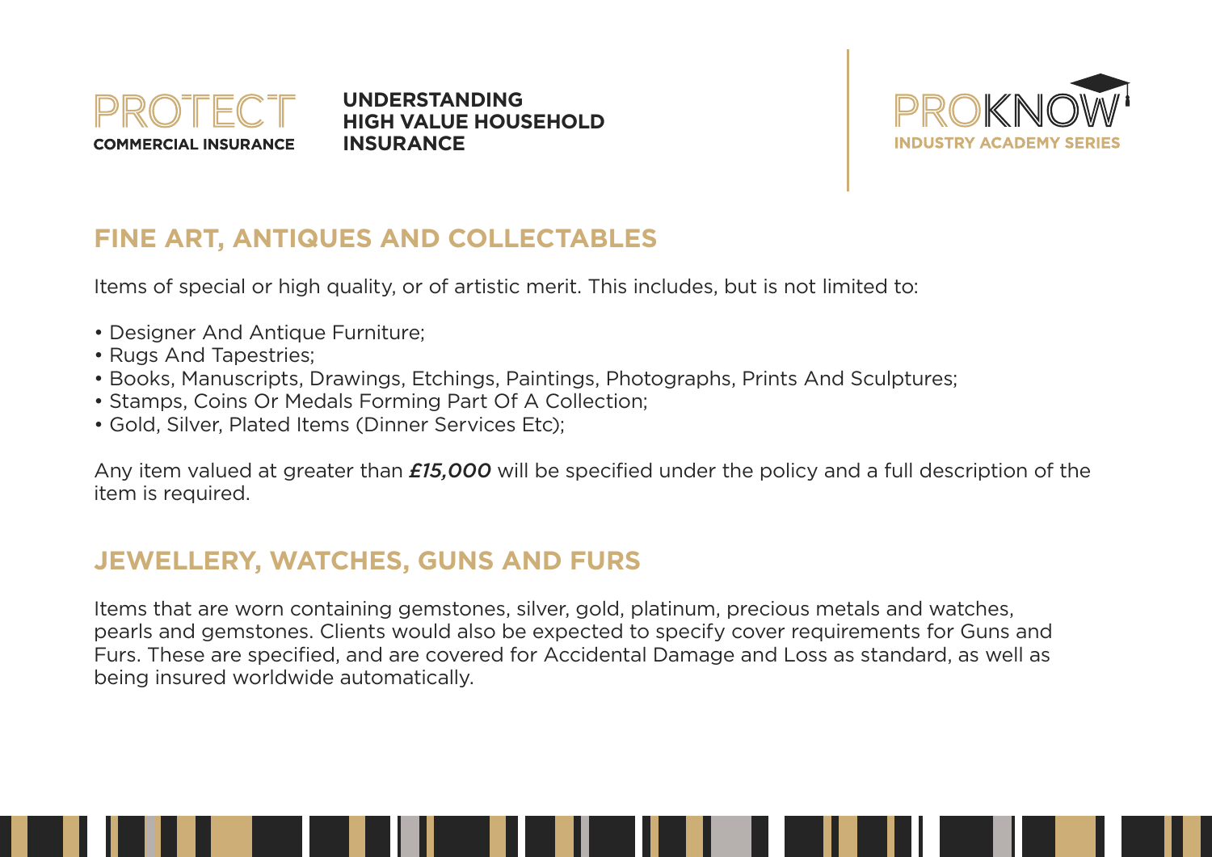## FINE ART, ANTIQUES AND COLLECTABLES

Items of special or high quality, or of artistic merit. This includes, but is not limited to:

- Designer And Antique Furniture;
- Rugs And Tapestries;
- Books, Manuscripts, Drawings, Etchings, Paintings, Photographs, Prints And Sculptures;
- Stamps, Coins Or Medals Forming Part Of A Collection;
- Gold, Silver, Plated Items (Dinner Services Etc);

Any item valued at greater than ***£15,000*** will be specified under the policy and a full description of the item is required.

## JEWELLERY, WATCHES, GUNS AND FURS

Items that are worn containing gemstones, silver, gold, platinum, precious metals and watches, pearls and gemstones. Clients would also be expected to specify cover requirements for Guns and Furs. These are specified, and are covered for Accidental Damage and Loss as standard, as well as being insured worldwide automatically.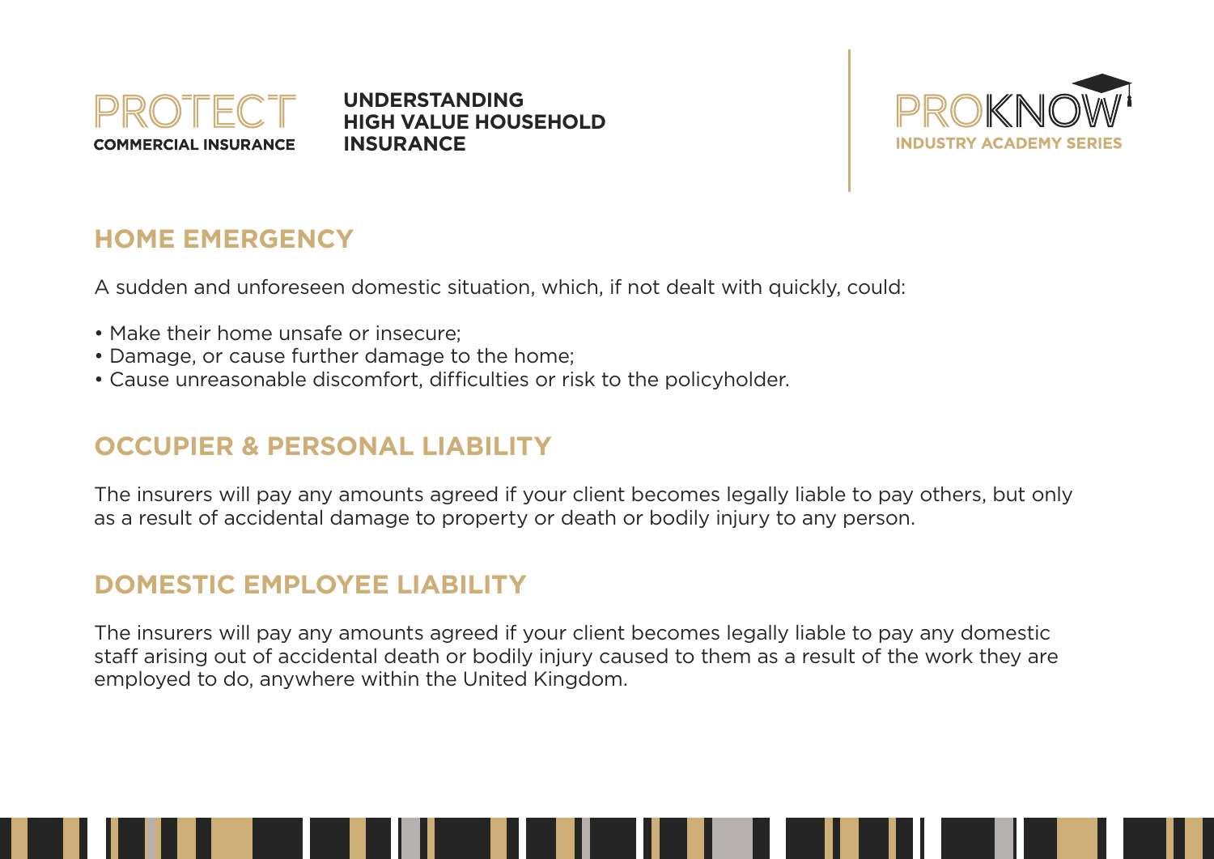## HOME EMERGENCY

A sudden and unforeseen domestic situation, which, if not dealt with quickly, could:

- Make their home unsafe or insecure;
- Damage, or cause further damage to the home;
- Cause unreasonable discomfort, difficulties or risk to the policyholder.

## OCCUPIER & PERSONAL LIABILITY

The insurers will pay any amounts agreed if your client becomes legally liable to pay others, but only as a result of accidental damage to property or death or bodily injury to any person.

## DOMESTIC EMPLOYEE LIABILITY

The insurers will pay any amounts agreed if your client becomes legally liable to pay any domestic staff arising out of accidental death or bodily injury caused to them as a result of the work they are employed to do, anywhere within the United Kingdom.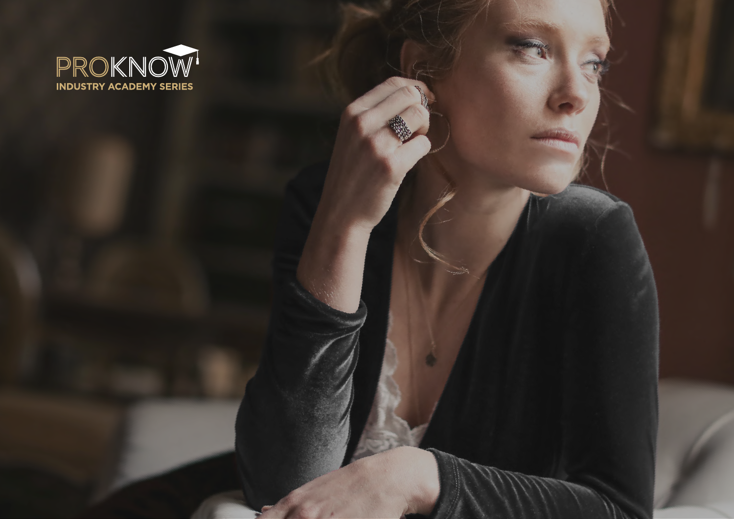PROKNOW

INDUSTRY ACADEMY SERIES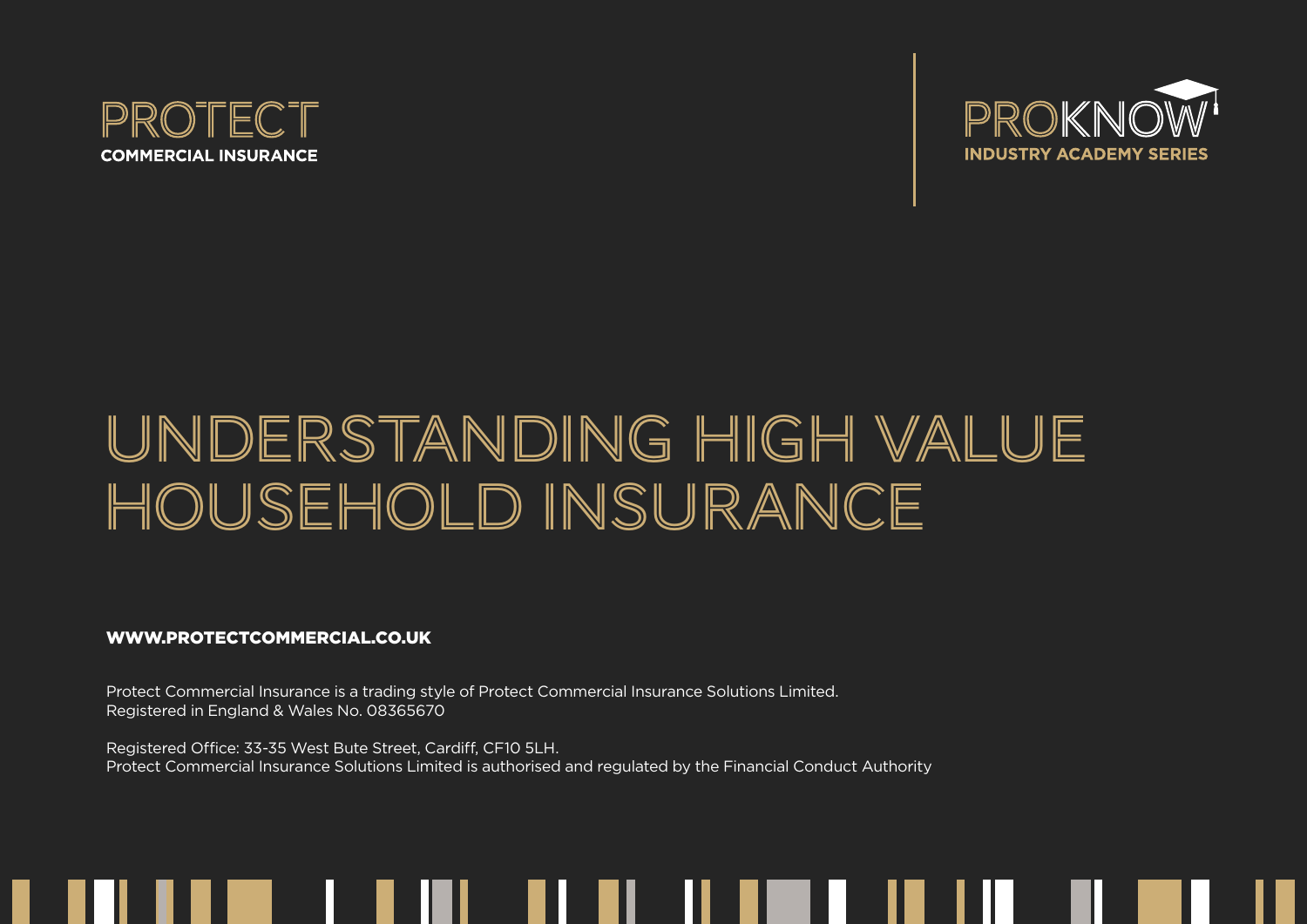PROTECT
**COMMERCIAL INSURANCE**

PROKNOW
**INDUSTRY ACADEMY SERIES**

# UNDERSTANDING HIGH VALUE HOUSEHOLD INSURANCE

**WWW.PROTECTCOMMERCIAL.CO.UK**

Protect Commercial Insurance is a trading style of Protect Commercial Insurance Solutions Limited.
Registered in England & Wales No. 08365670

Registered Office: 33-35 West Bute Street, Cardiff, CF10 5LH.
Protect Commercial Insurance Solutions Limited is authorised and regulated by the Financial Conduct Authority